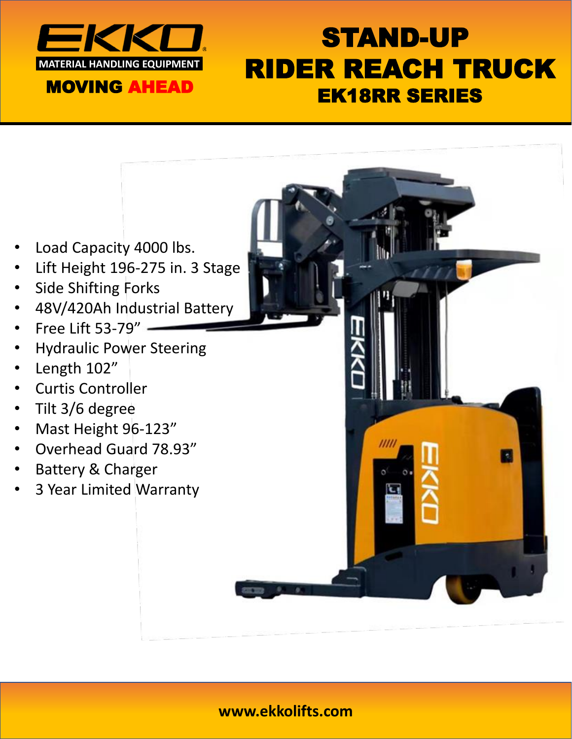EKKO

MATERIAL HANDLING EQUIPMENT

MOVING AHEAD

# STAND-UP RIDER REACH TRUCK
## EK18RR SERIES

- Load Capacity 4000 lbs.
- Lift Height 196-275 in. 3 Stage
- Side Shifting Forks
- 48V/420Ah Industrial Battery
- Free Lift 53-79”
- Hydraulic Power Steering
- Length 102”
- Curtis Controller
- Tilt 3/6 degree
- Mast Height 96-123”
- Overhead Guard 78.93”
- Battery & Charger
- 3 Year Limited Warranty

**www.ekkolifts.com**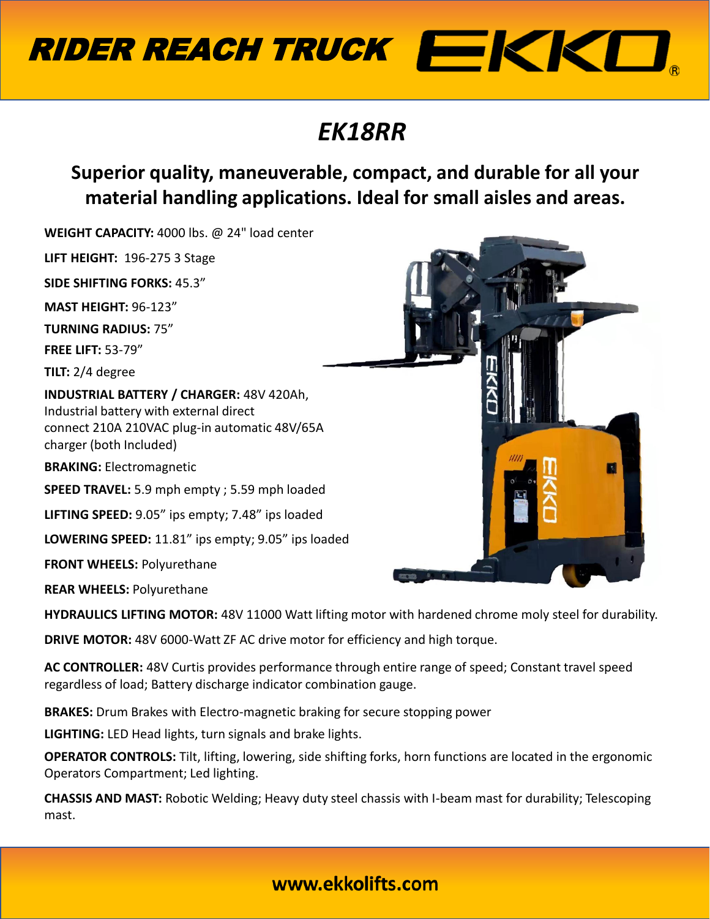# RIDER REACH TRUCK EKKO®

## *EK18RR*

### Superior quality, maneuverable, compact, and durable for all your material handling applications. Ideal for small aisles and areas.

**WEIGHT CAPACITY:** 4000 lbs. @ 24" load center

**LIFT HEIGHT:** 196-275 3 Stage

**SIDE SHIFTING FORKS:** 45.3"

**MAST HEIGHT:** 96-123"

**TURNING RADIUS:** 75"

**FREE LIFT:** 53-79"

**TILT:** 2/4 degree

**INDUSTRIAL BATTERY / CHARGER:** 48V 420Ah, Industrial battery with external direct connect 210A 210VAC plug-in automatic 48V/65A charger (both Included)

**BRAKING:** Electromagnetic

**SPEED TRAVEL:** 5.9 mph empty ; 5.59 mph loaded

**LIFTING SPEED:** 9.05" ips empty; 7.48" ips loaded

**LOWERING SPEED:** 11.81" ips empty; 9.05" ips loaded

**FRONT WHEELS:** Polyurethane

**REAR WHEELS:** Polyurethane

**HYDRAULICS LIFTING MOTOR:** 48V 11000 Watt lifting motor with hardened chrome moly steel for durability.

**DRIVE MOTOR:** 48V 6000-Watt ZF AC drive motor for efficiency and high torque.

**AC CONTROLLER:** 48V Curtis provides performance through entire range of speed; Constant travel speed regardless of load; Battery discharge indicator combination gauge.

**BRAKES:** Drum Brakes with Electro-magnetic braking for secure stopping power

**LIGHTING:** LED Head lights, turn signals and brake lights.

**OPERATOR CONTROLS:** Tilt, lifting, lowering, side shifting forks, horn functions are located in the ergonomic Operators Compartment; Led lighting.

**CHASSIS AND MAST:** Robotic Welding; Heavy duty steel chassis with I-beam mast for durability; Telescoping mast.

**www.ekkolifts.com**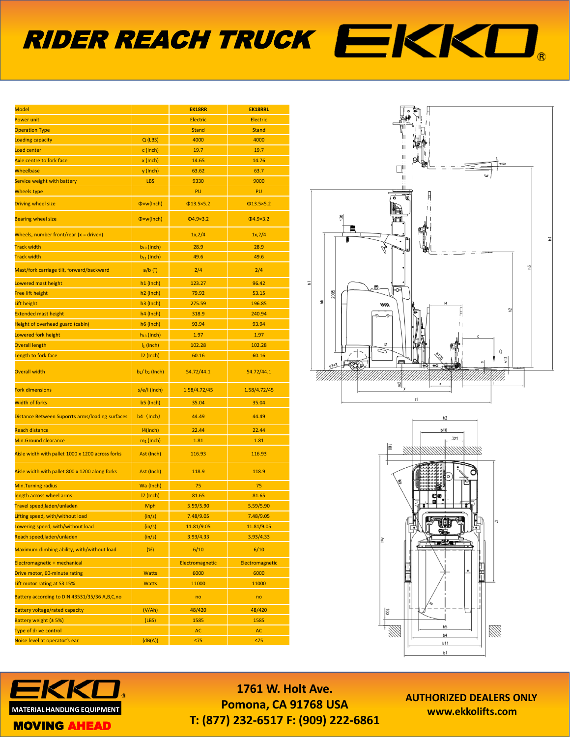# RIDER REACH TRUCK

EKKO®

| Model | | EK18RR | EK18RRL |
| --- | --- | --- | --- |
| Power unit | | Electric | Electric |
| Operation Type | | Stand | Stand |
| Loading capacity | Q (LBS) | 4000 | 4000 |
| Load center | c (Inch) | 19.7 | 19.7 |
| Axle centre to fork face | x (Inch) | 14.65 | 14.76 |
| Wheelbase | y (Inch) | 63.62 | 63.7 |
| Service weight with battery | LBS | 9330 | 9000 |
| Wheels type | | PU | PU |
| Driving wheel size | Φ×w(Inch) | Φ13.5×5.2 | Φ13.5×5.2 |
| Bearing wheel size | Φ×w(Inch) | Φ4.9×3.2 | Φ4.9×3.2 |
| Wheels, number front/rear (x = driven) | | 1x,2/4 | 1x,2/4 |
| Track width | $b_{10}$ (Inch) | 28.9 | 28.9 |
| Track width | $b_{11}$ (Inch) | 49.6 | 49.6 |
| Mast/fork carriage tilt, forward/backward | a/b (°) | 2/4 | 2/4 |
| Lowered mast height | h1 (Inch) | 123.27 | 96.42 |
| Free lift height | h2 (Inch) | 79.92 | 53.15 |
| Lift height | h3 (Inch) | 275.59 | 196.85 |
| Extended mast height | h4 (Inch) | 318.9 | 240.94 |
| Height of overhead guard (cabin) | h6 (Inch) | 93.94 | 93.94 |
| Lowered fork height | $h_{13}$ (Inch) | 1.97 | 1.97 |
| Overall length | $l_1$ (Inch) | 102.28 | 102.28 |
| Length to fork face | l2 (Inch) | 60.16 | 60.16 |
| Overall width | $b_1$/ $b_2$ (Inch) | 54.72/44.1 | 54.72/44.1 |
| Fork dimensions | s/e/l (Inch) | 1.58/4.72/45 | 1.58/4.72/45 |
| Width of forks | b5 (Inch) | 35.04 | 35.04 |
| Distance Between Suporrts arms/loading surfaces | b4 (Inch) | 44.49 | 44.49 |
| Reach distance | l4(Inch) | 22.44 | 22.44 |
| Min.Ground clearance | $m_2$ (Inch) | 1.81 | 1.81 |
| Aisle width with pallet 1000 x 1200 across forks | Ast (Inch) | 116.93 | 116.93 |
| Aisle width with pallet 800 x 1200 along forks | Ast (Inch) | 118.9 | 118.9 |
| Min.Turning radius | Wa (Inch) | 75 | 75 |
| length across wheel arms | l7 (Inch) | 81.65 | 81.65 |
| Travel speed,laden/unladen | Mph | 5.59/5.90 | 5.59/5.90 |
| Lifting speed, with/without load | (in/s) | 7.48/9.05 | 7.48/9.05 |
| Lowering speed, with/without load | (in/s) | 11.81/9.05 | 11.81/9.05 |
| Reach speed,laden/unladen | (in/s) | 3.93/4.33 | 3.93/4.33 |
| Maximum climbing ability, with/without load | (%) | 6/10 | 6/10 |
| Electromagnetic + mechanical | | Electromagnetic | Electromagnetic |
| Drive motor, 60-minute rating | Watts | 6000 | 6000 |
| Lift motor rating at S3 15% | Watts | 11000 | 11000 |
| Battery according to DIN 43531/35/36 A,B,C,no | | no | no |
| Battery voltage/rated capacity | (V/Ah) | 48/420 | 48/420 |
| Battery weight (± 5%) | (LBS) | 1585 | 1585 |
| Type of drive control | | AC | AC |
| Noise level at operator's ear | (dB(A)) | ≤75 | ≤75 |

EKKO® MATERIAL HANDLING EQUIPMENT

MOVING AHEAD

1761 W. Holt Ave.
Pomona, CA 91768 USA
T: (877) 232-6517 F: (909) 222-6861

AUTHORIZED DEALERS ONLY
www.ekkolifts.com